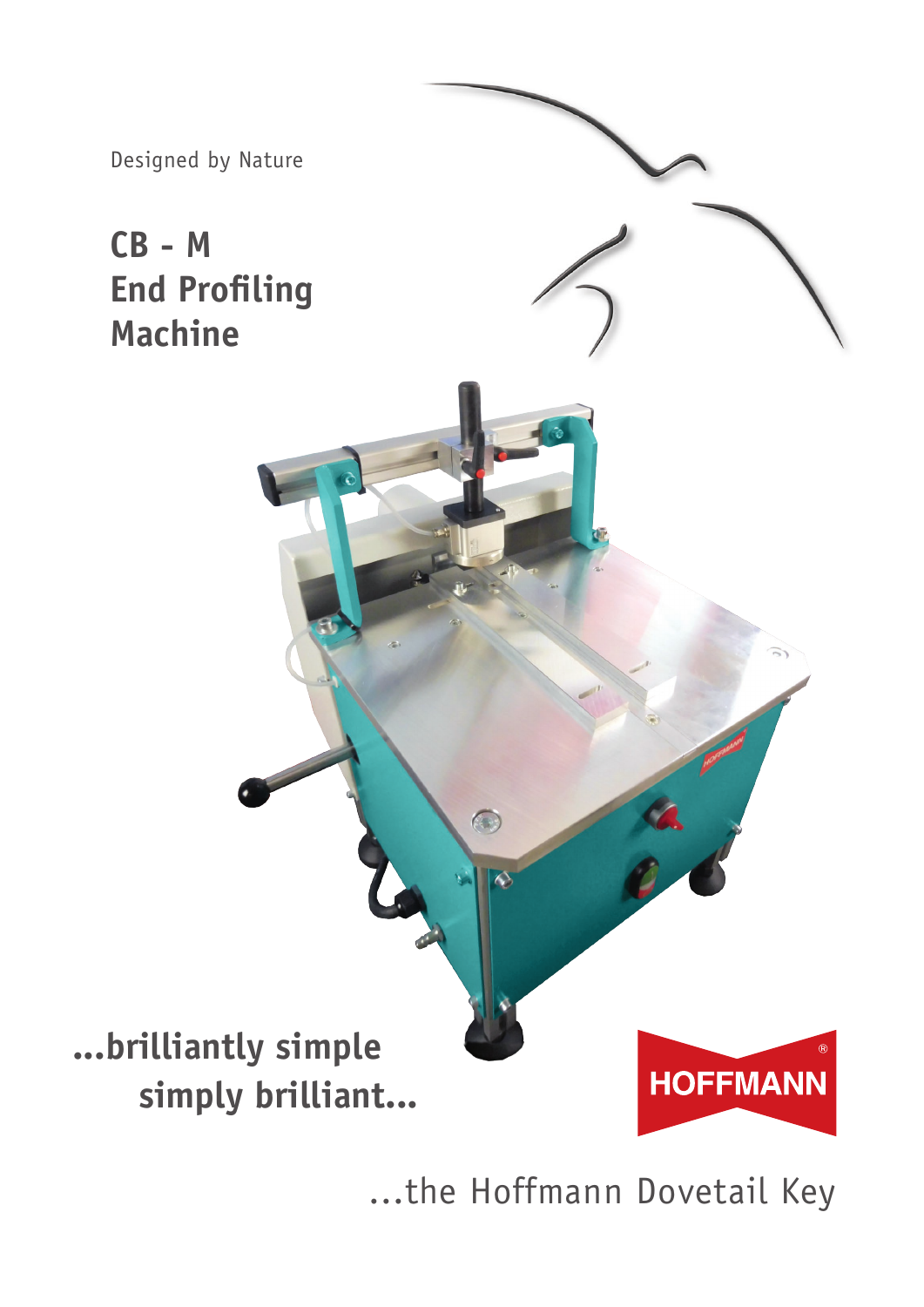Designed by Nature

# CB - M
# End Profiling Machine

**...brilliantly simple**
**simply brilliant...**

HOFFMANN

...the Hoffmann Dovetail Key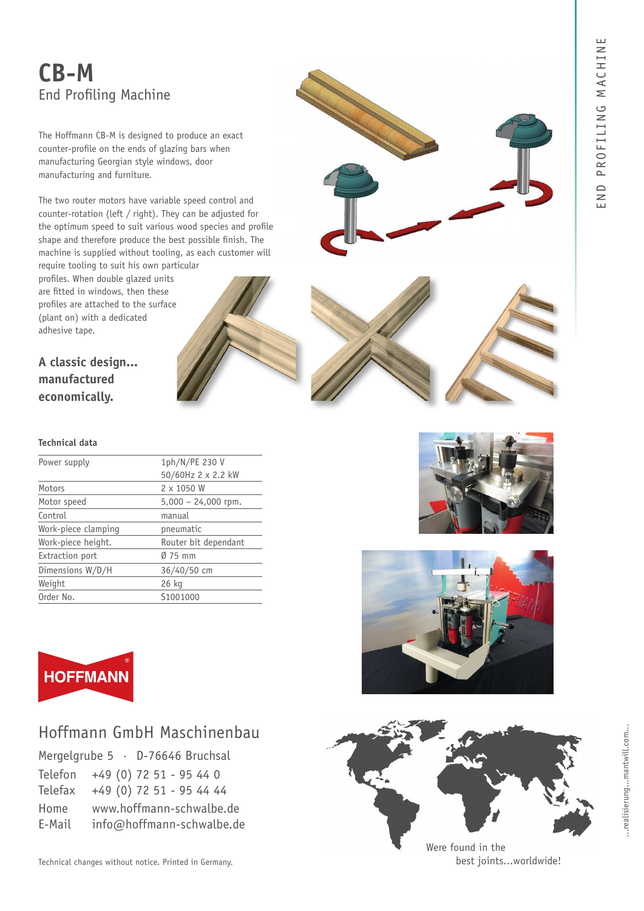# CB-M

End Profiling Machine

The Hoffmann CB-M is designed to produce an exact counter-profile on the ends of glazing bars when manufacturing Georgian style windows, door manufacturing and furniture.

The two router motors have variable speed control and counter-rotation (left / right). They can be adjusted for the optimum speed to suit various wood species and profile shape and therefore produce the best possible finish. The machine is supplied without tooling, as each customer will require tooling to suit his own particular profiles. When double glazed units are fitted in windows, then these profiles are attached to the surface (plant on) with a dedicated adhesive tape.

**A classic design... manufactured economically.**

### Technical data

| | |
|---|---|
| Power supply | 1ph/N/PE 230 V 50/60Hz 2 x 2.2 kW |
| Motors | 2 x 1050 W |
| Motor speed | 5,000 – 24,000 rpm. |
| Control | manual |
| Work-piece clamping | pneumatic |
| Work-piece height. | Router bit dependant |
| Extraction port | Ø 75 mm |
| Dimensions W/D/H | 36/40/50 cm |
| Weight | 26 kg |
| Order No. | S1001000 |

HOFFMANN

## Hoffmann GmbH Maschinenbau

Mergelgrube 5 · D-76646 Bruchsal

Telefon +49 (0) 72 51 - 95 44 0

Telefax +49 (0) 72 51 - 95 44 44

Home www.hoffmann-schwalbe.de

E-Mail info@hoffmann-schwalbe.de

Were found in the best joints...worldwide!

Technical changes without notice. Printed in Germany.

END PROFILING MACHINE

...realisierung...mantwill.com...